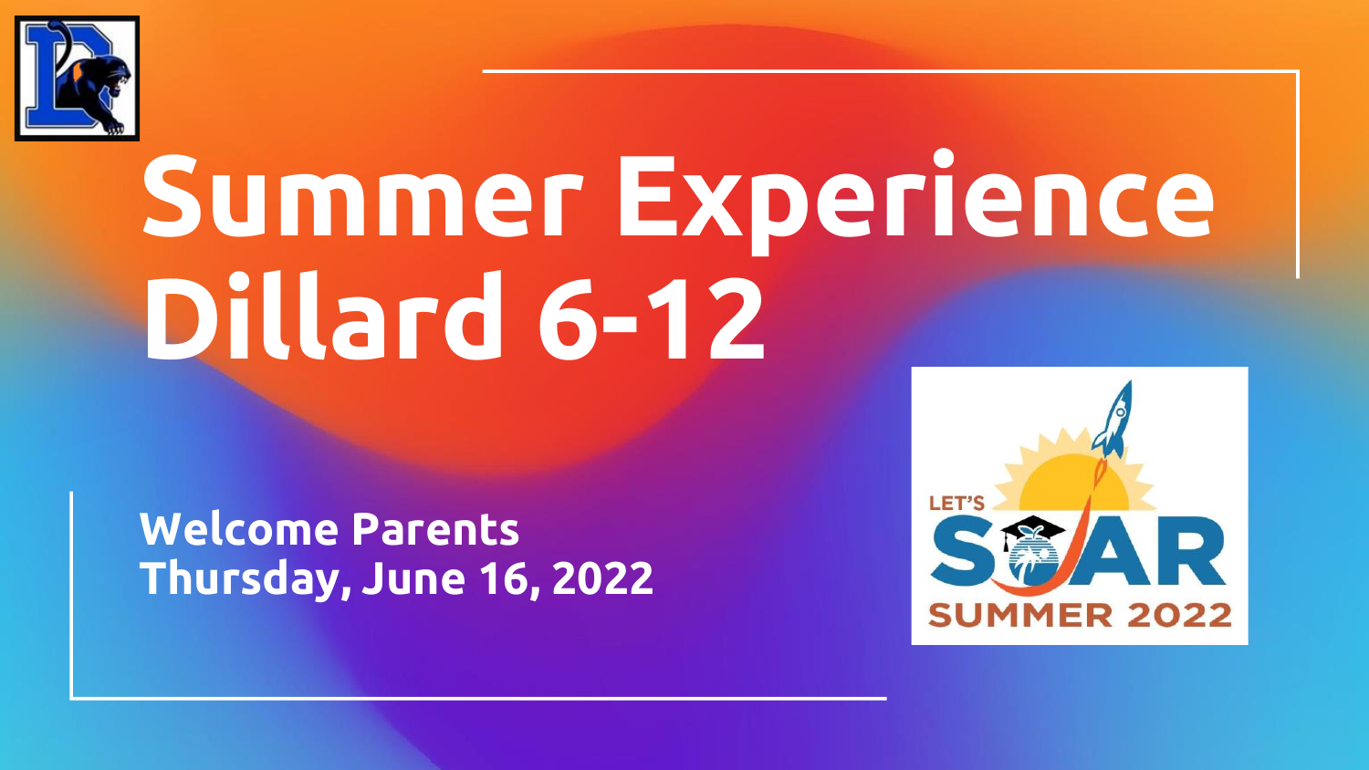# Summer Experience Dillard 6-12

**Welcome Parents**
**Thursday, June 16, 2022**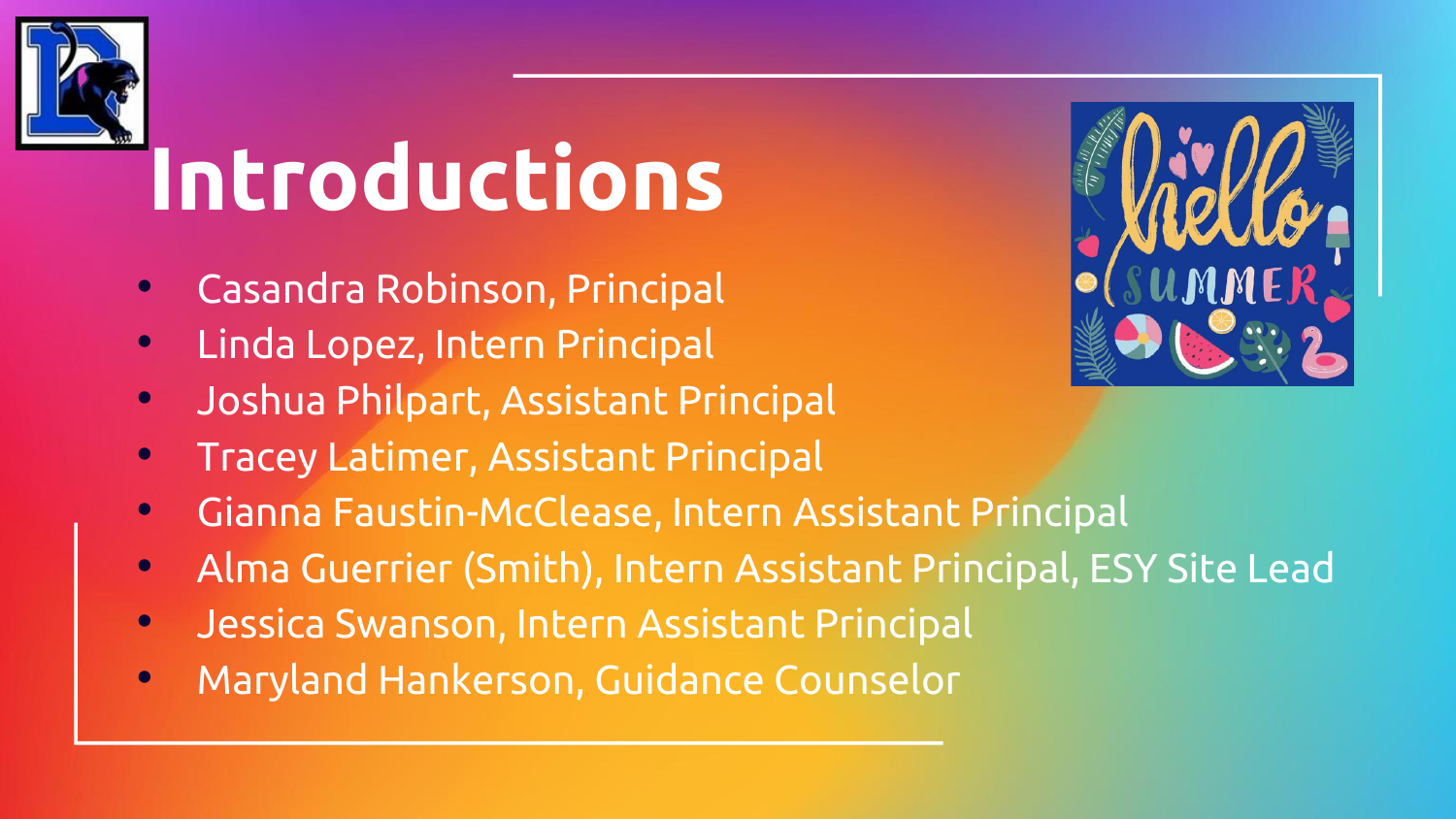# Introductions

- Casandra Robinson, Principal
- Linda Lopez, Intern Principal
- Joshua Philpart, Assistant Principal
- Tracey Latimer, Assistant Principal
- Gianna Faustin-McClease, Intern Assistant Principal
- Alma Guerrier (Smith), Intern Assistant Principal, ESY Site Lead
- Jessica Swanson, Intern Assistant Principal
- Maryland Hankerson, Guidance Counselor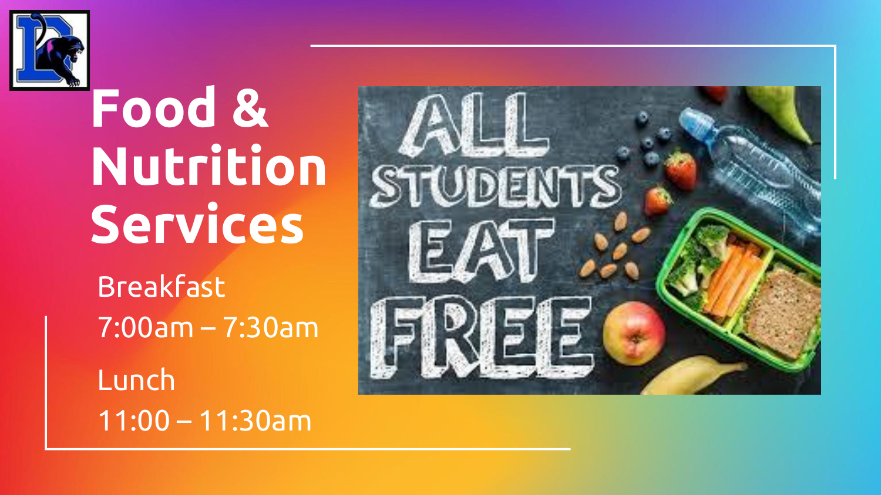# Food & Nutrition Services

Breakfast

7:00am – 7:30am

Lunch

11:00 – 11:30am

ALL STUDENTS EAT FREE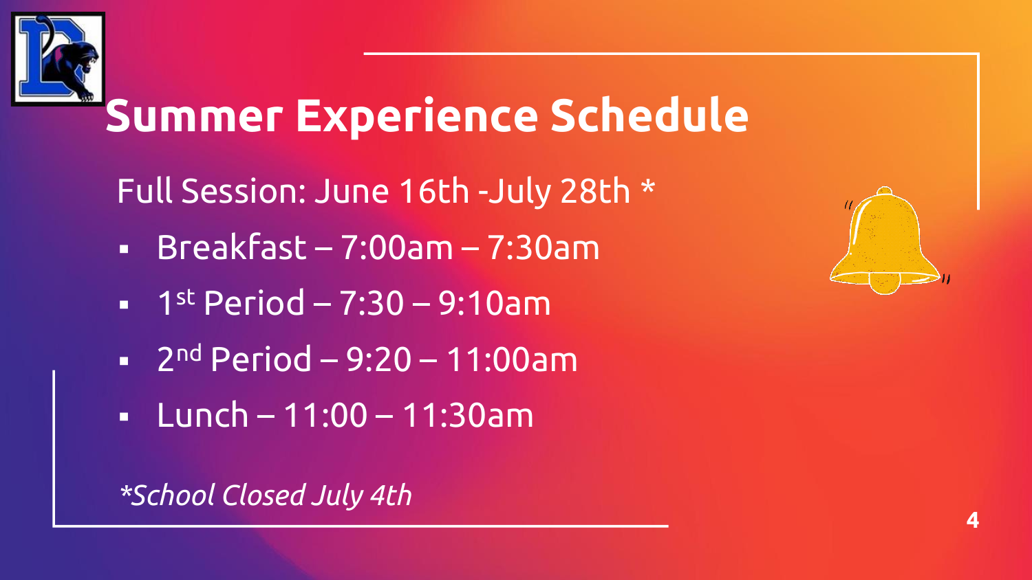# Summer Experience Schedule

Full Session: June 16th -July 28th *

- Breakfast – 7:00am – 7:30am
- 1st Period – 7:30 – 9:10am
- 2nd Period – 9:20 – 11:00am
- Lunch – 11:00 – 11:30am

*\*School Closed July 4th*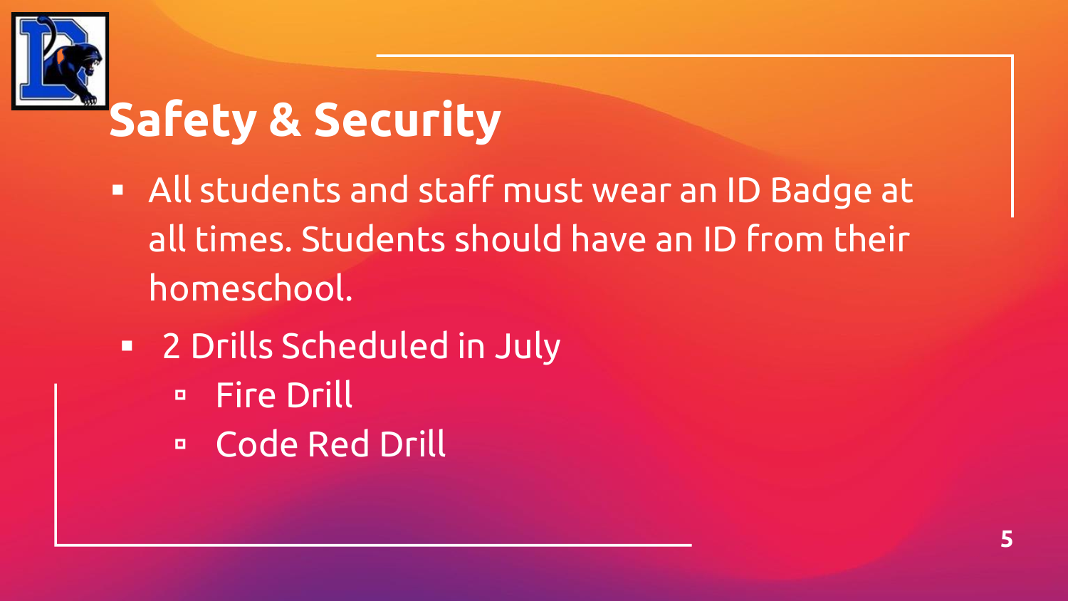# Safety & Security

- All students and staff must wear an ID Badge at all times. Students should have an ID from their homeschool.
- 2 Drills Scheduled in July
  - Fire Drill
  - Code Red Drill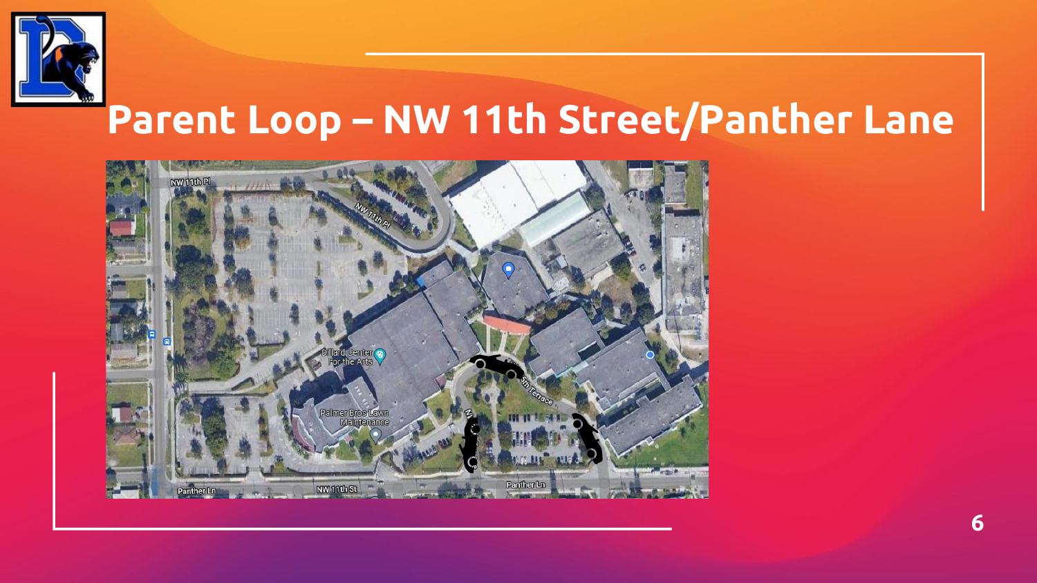# Parent Loop – NW 11th Street/Panther Lane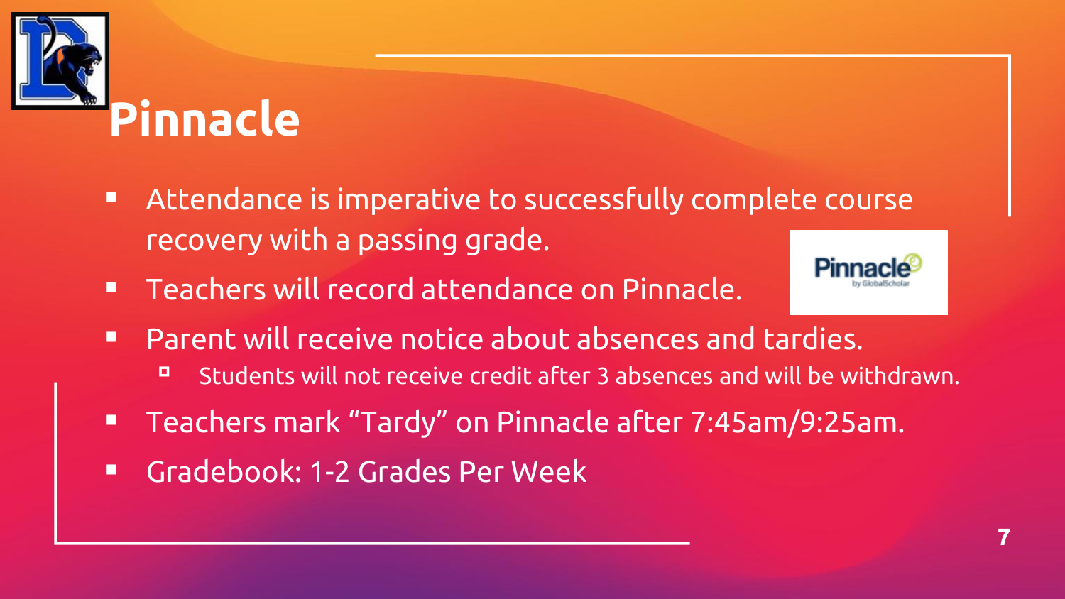# Pinnacle

- Attendance is imperative to successfully complete course recovery with a passing grade.
- Teachers will record attendance on Pinnacle.
- Parent will receive notice about absences and tardies.
  - Students will not receive credit after 3 absences and will be withdrawn.
- Teachers mark "Tardy" on Pinnacle after 7:45am/9:25am.
- Gradebook: 1-2 Grades Per Week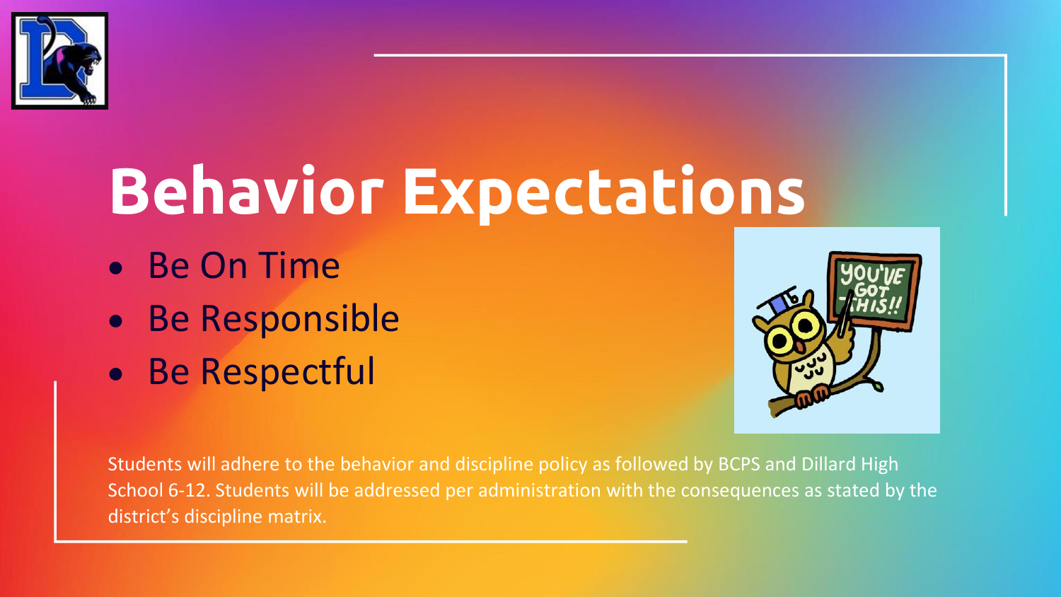# Behavior Expectations

- Be On Time
- Be Responsible
- Be Respectful

Students will adhere to the behavior and discipline policy as followed by BCPS and Dillard High School 6-12. Students will be addressed per administration with the consequences as stated by the district's discipline matrix.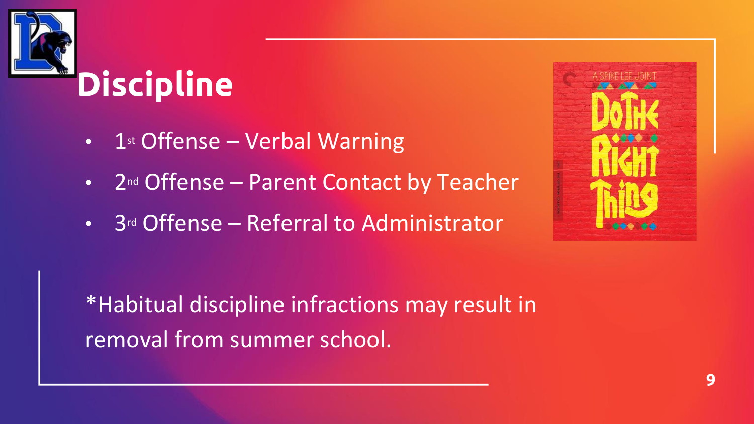# Discipline

- 1st Offense – Verbal Warning
- 2nd Offense – Parent Contact by Teacher
- 3rd Offense – Referral to Administrator

*Habitual discipline infractions may result in removal from summer school.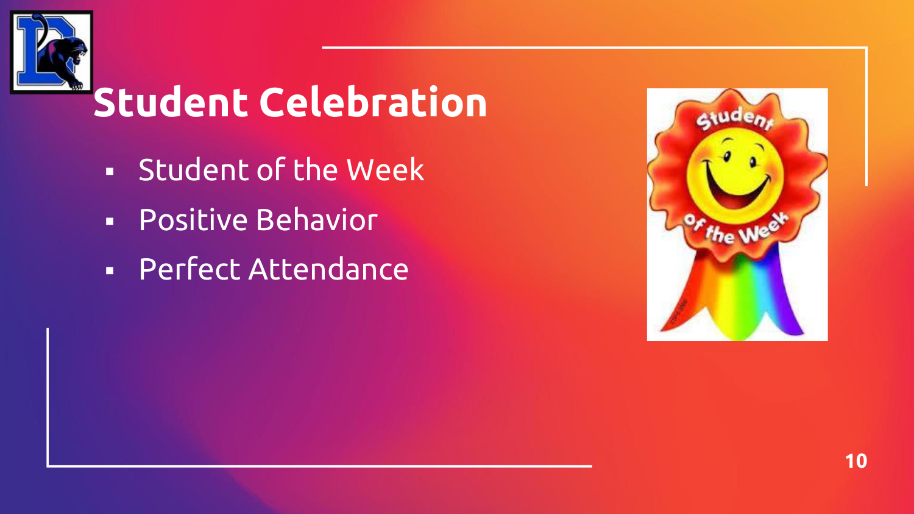# Student Celebration

- Student of the Week
- Positive Behavior
- Perfect Attendance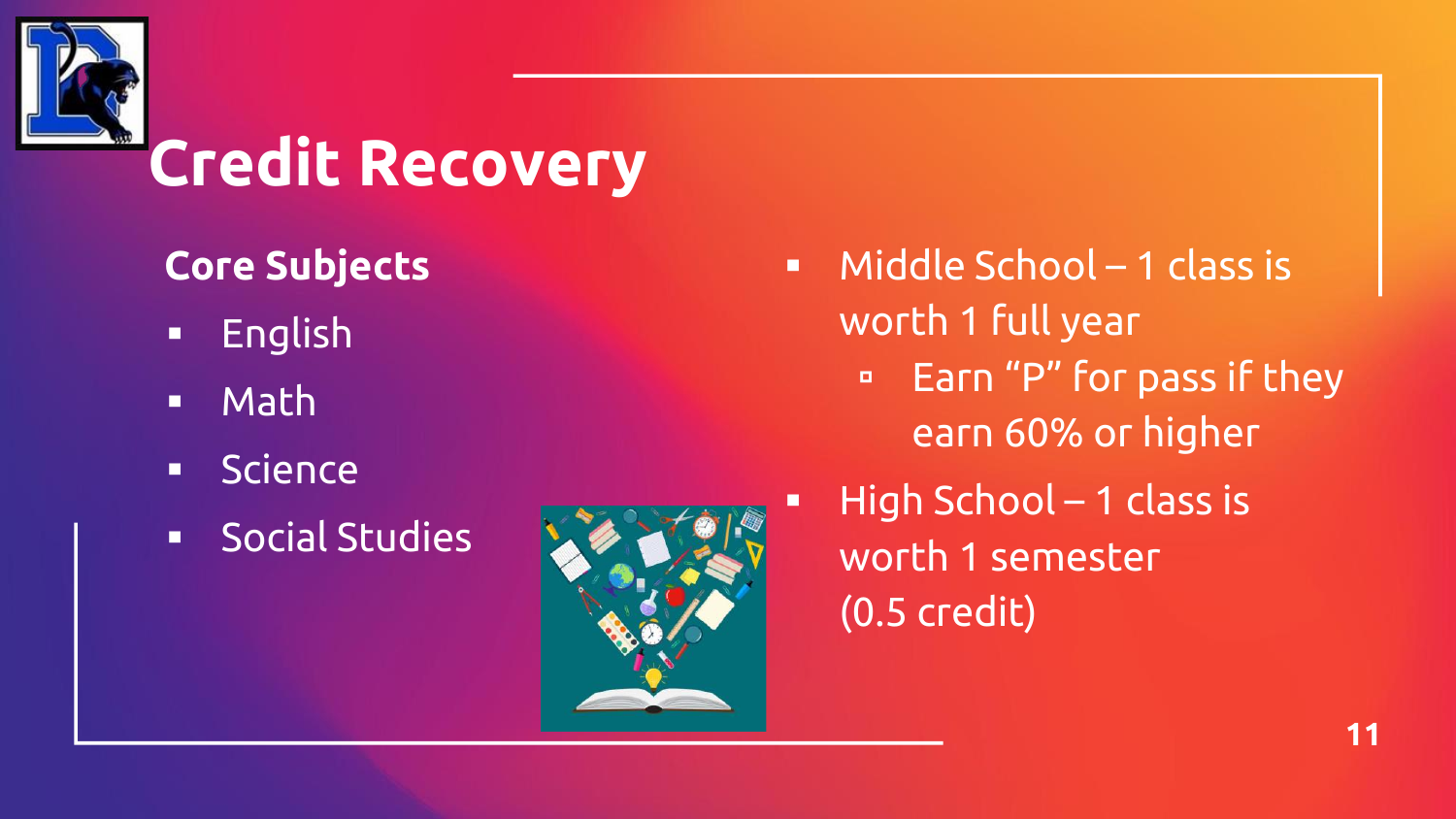# Credit Recovery

**Core Subjects**

- English
- Math
- Science
- Social Studies

- Middle School – 1 class is worth 1 full year
  - Earn "P" for pass if they earn 60% or higher
- High School – 1 class is worth 1 semester (0.5 credit)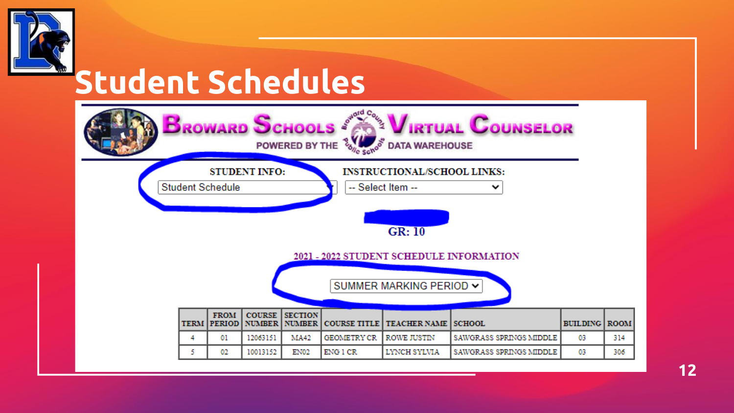# Student Schedules

BROWARD SCHOOLS VIRTUAL COUNSELOR

POWERED BY THE DATA WAREHOUSE

STUDENT INFO: Student Schedule

INSTRUCTIONAL/SCHOOL LINKS: -- Select Item --

GR: 10

2021 - 2022 STUDENT SCHEDULE INFORMATION

SUMMER MARKING PERIOD

| TERM | FROM PERIOD | COURSE NUMBER | SECTION NUMBER | COURSE TITLE | TEACHER NAME | SCHOOL | BUILDING | ROOM |
|---|---|---|---|---|---|---|---|---|
| 4 | 01 | 12063151 | MA42 | GEOMETRY CR | ROWE JUSTIN | SAWGRASS SPRINGS MIDDLE | 03 | 314 |
| 5 | 02 | 10013152 | EN02 | ENG 1 CR | LYNCH SYLVIA | SAWGRASS SPRINGS MIDDLE | 03 | 306 |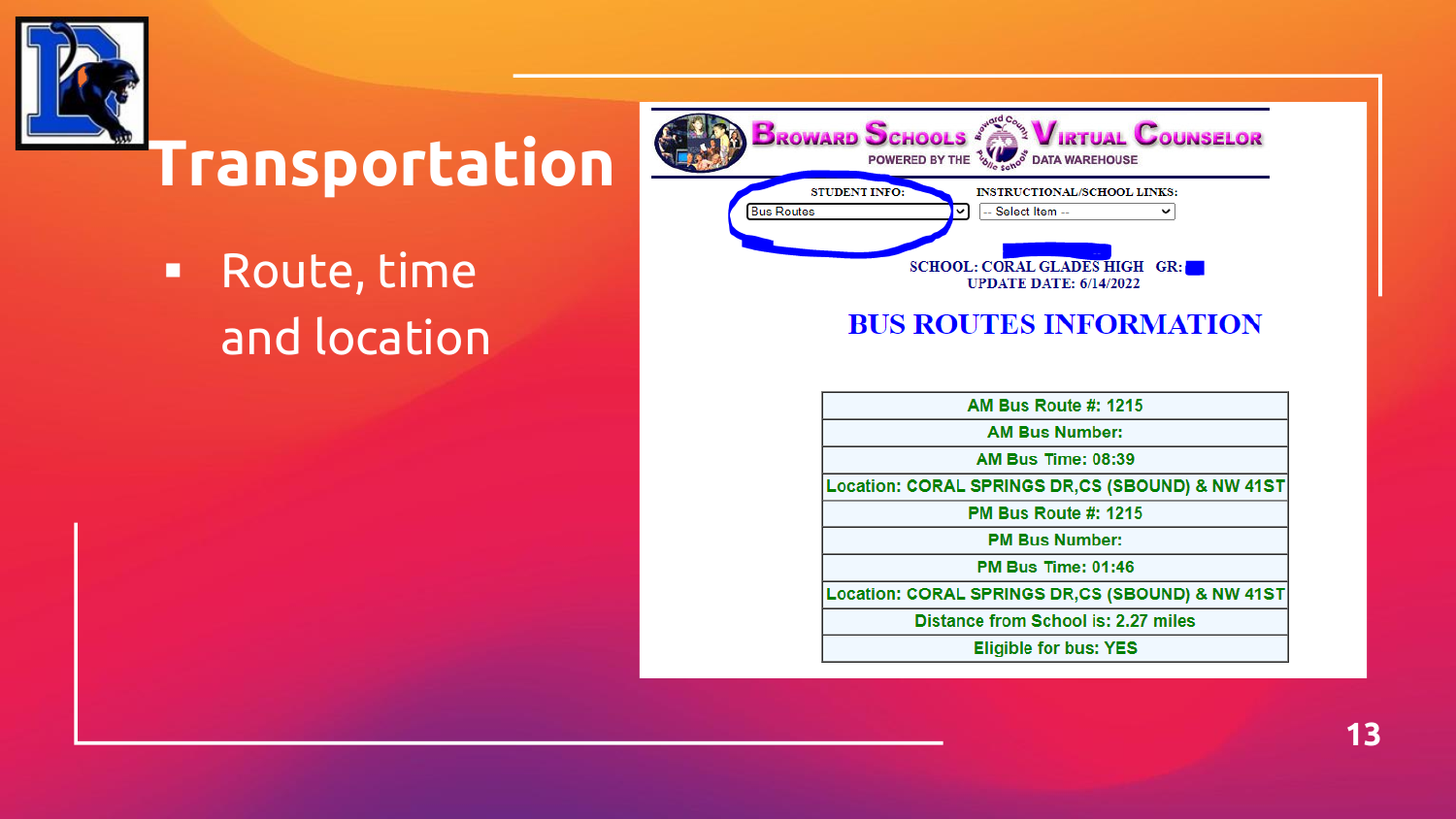# Transportation

- Route, time and location

BROWARD SCHOOLS VIRTUAL COUNSELOR
POWERED BY THE DATA WAREHOUSE

STUDENT INFO: Bus Routes

INSTRUCTIONAL/SCHOOL LINKS: -- Select Item --

SCHOOL: CORAL GLADES HIGH GR:
UPDATE DATE: 6/14/2022

## BUS ROUTES INFORMATION

| AM Bus Route #: 1215 |
|---|
| AM Bus Number: |
| AM Bus Time: 08:39 |
| Location: CORAL SPRINGS DR,CS (SBOUND) & NW 41ST |
| PM Bus Route #: 1215 |
| PM Bus Number: |
| PM Bus Time: 01:46 |
| Location: CORAL SPRINGS DR,CS (SBOUND) & NW 41ST |
| Distance from School is: 2.27 miles |
| Eligible for bus: YES |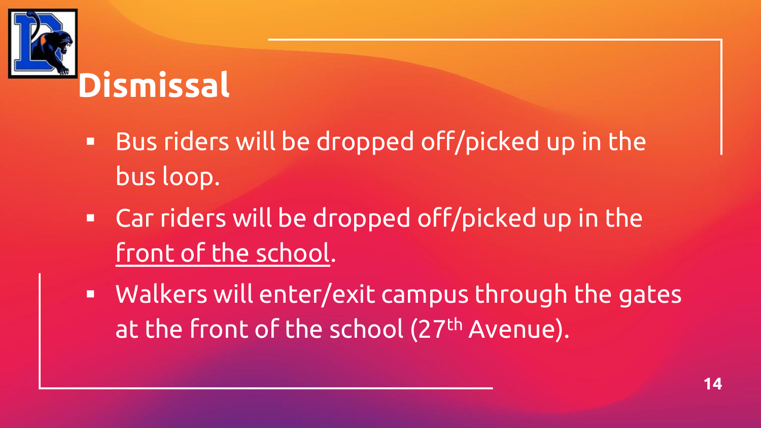# Dismissal

- Bus riders will be dropped off/picked up in the bus loop.
- Car riders will be dropped off/picked up in the front of the school.
- Walkers will enter/exit campus through the gates at the front of the school (27th Avenue).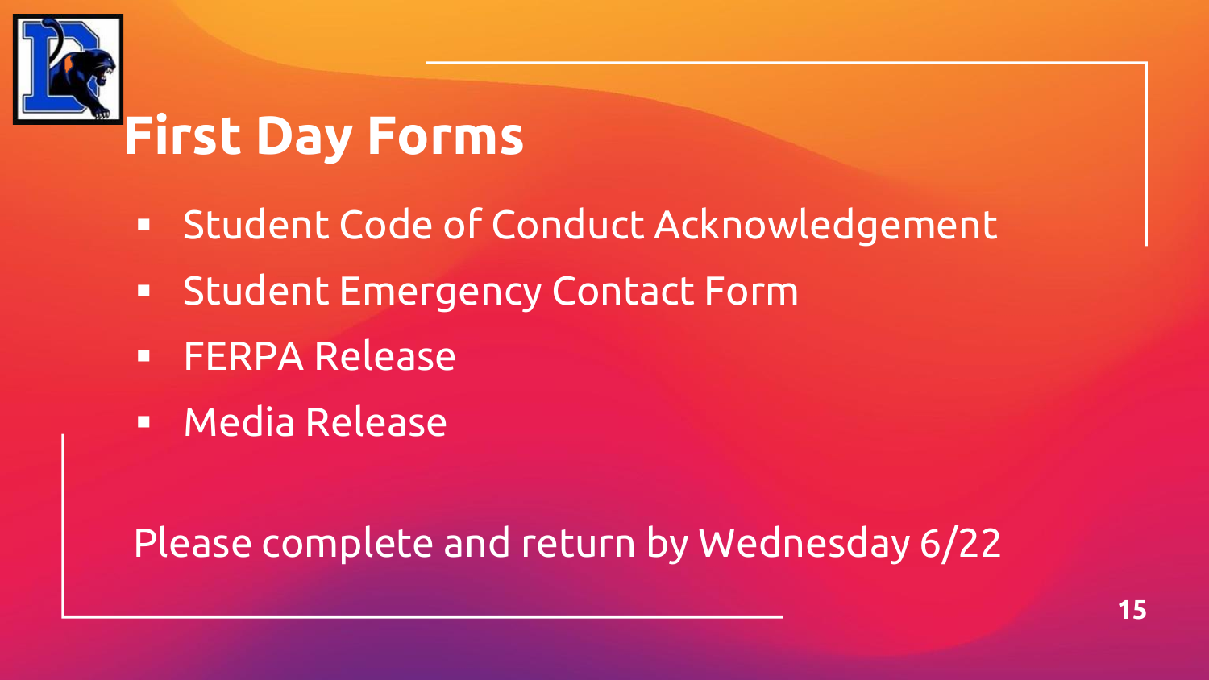# First Day Forms

- Student Code of Conduct Acknowledgement
- Student Emergency Contact Form
- FERPA Release
- Media Release

Please complete and return by Wednesday 6/22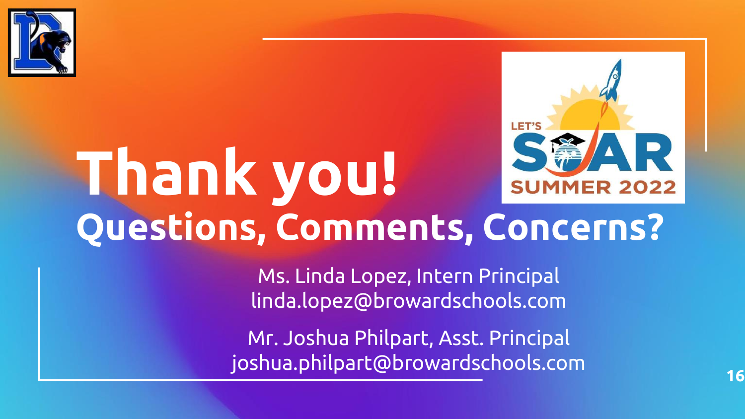# Thank you!

## Questions, Comments, Concerns?

Ms. Linda Lopez, Intern Principal
linda.lopez@browardschools.com

Mr. Joshua Philpart, Asst. Principal
joshua.philpart@browardschools.com